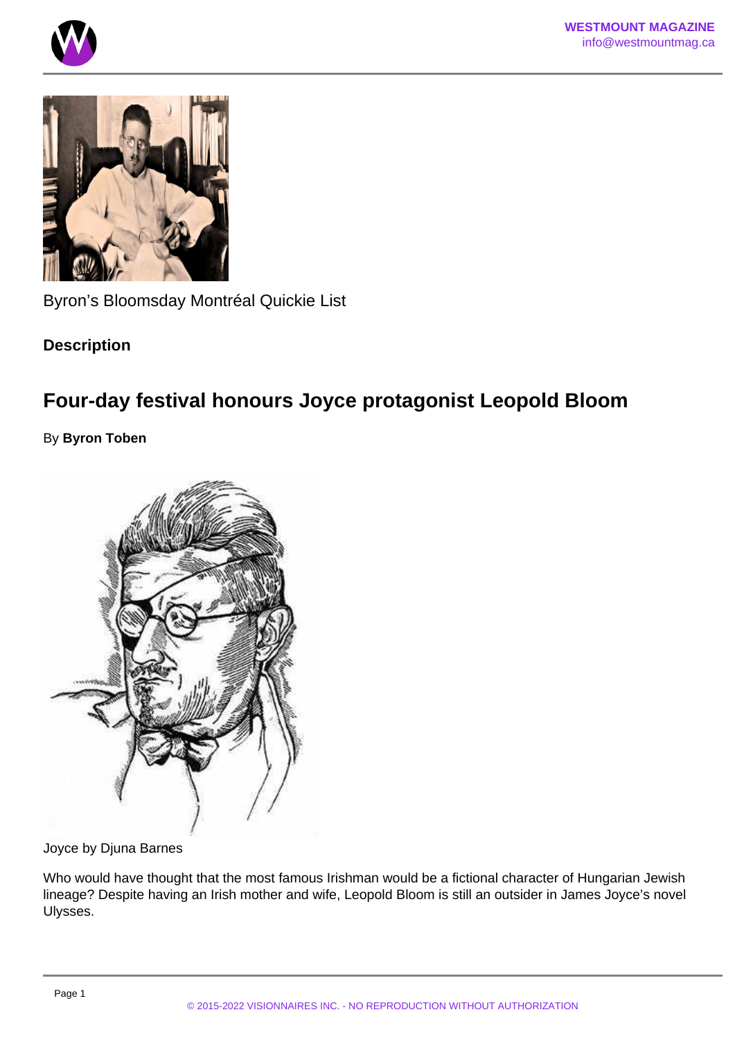Byron's Bloomsday Montréal Quickie List

**Description**

## Four-day festival honours Joyce protagonist Leopold Bloom

By **Byron Toben**

Joyce by Djuna Barnes

Who would have thought that the most famous Irishman would be a fictional character of Hungarian Jewish lineage? Despite having an Irish mother and wife, Leopold Bloom is still an outsider in James Joyce's novel Ulysses.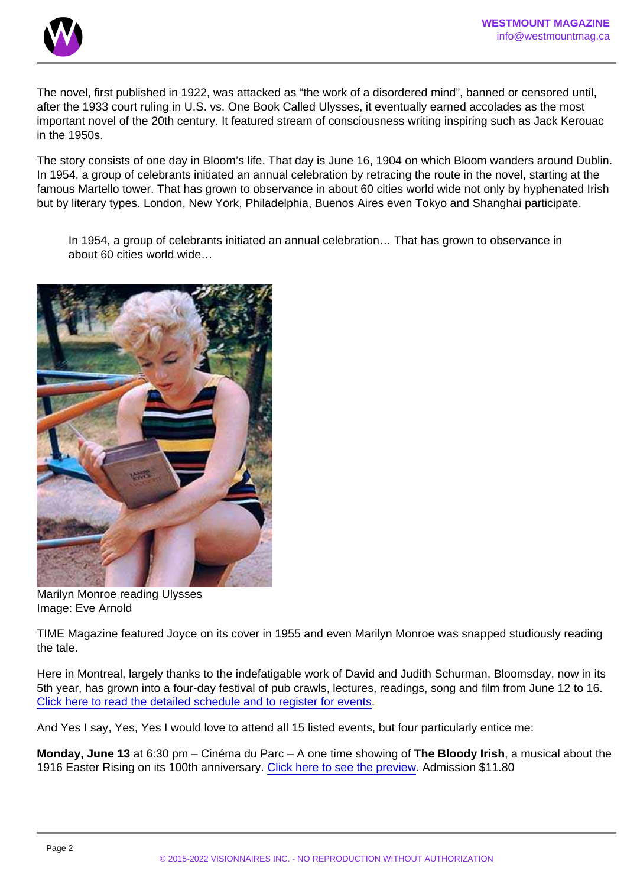The novel, first published in 1922, was attacked as "the work of a disordered mind", banned or censored until, after the 1933 court ruling in U.S. vs. One Book Called Ulysses, it eventually earned accolades as the most important novel of the 20th century. It featured stream of consciousness writing inspiring such as Jack Kerouac in the 1950s.

The story consists of one day in Bloom's life. That day is June 16, 1904 on which Bloom wanders around Dublin. In 1954, a group of celebrants initiated an annual celebration by retracing the route in the novel, starting at the famous Martello tower. That has grown to observance in about 60 cities world wide not only by hyphenated Irish but by literary types. London, New York, Philadelphia, Buenos Aires even Tokyo and Shanghai participate.

> In 1954, a group of celebrants initiated an annual celebration… That has grown to observance in about 60 cities world wide…

Marilyn Monroe reading Ulysses
Image: Eve Arnold

TIME Magazine featured Joyce on its cover in 1955 and even Marilyn Monroe was snapped studiously reading the tale.

Here in Montreal, largely thanks to the indefatigable work of David and Judith Schurman, Bloomsday, now in its 5th year, has grown into a four-day festival of pub crawls, lectures, readings, song and film from June 12 to 16. [Click here to read the detailed schedule and to register for events]().

And Yes I say, Yes, Yes I would love to attend all 15 listed events, but four particularly entice me:

**Monday, June 13** at 6:30 pm – Cinéma du Parc – A one time showing of **The Bloody Irish**, a musical about the 1916 Easter Rising on its 100th anniversary. [Click here to see the preview](). Admission $11.80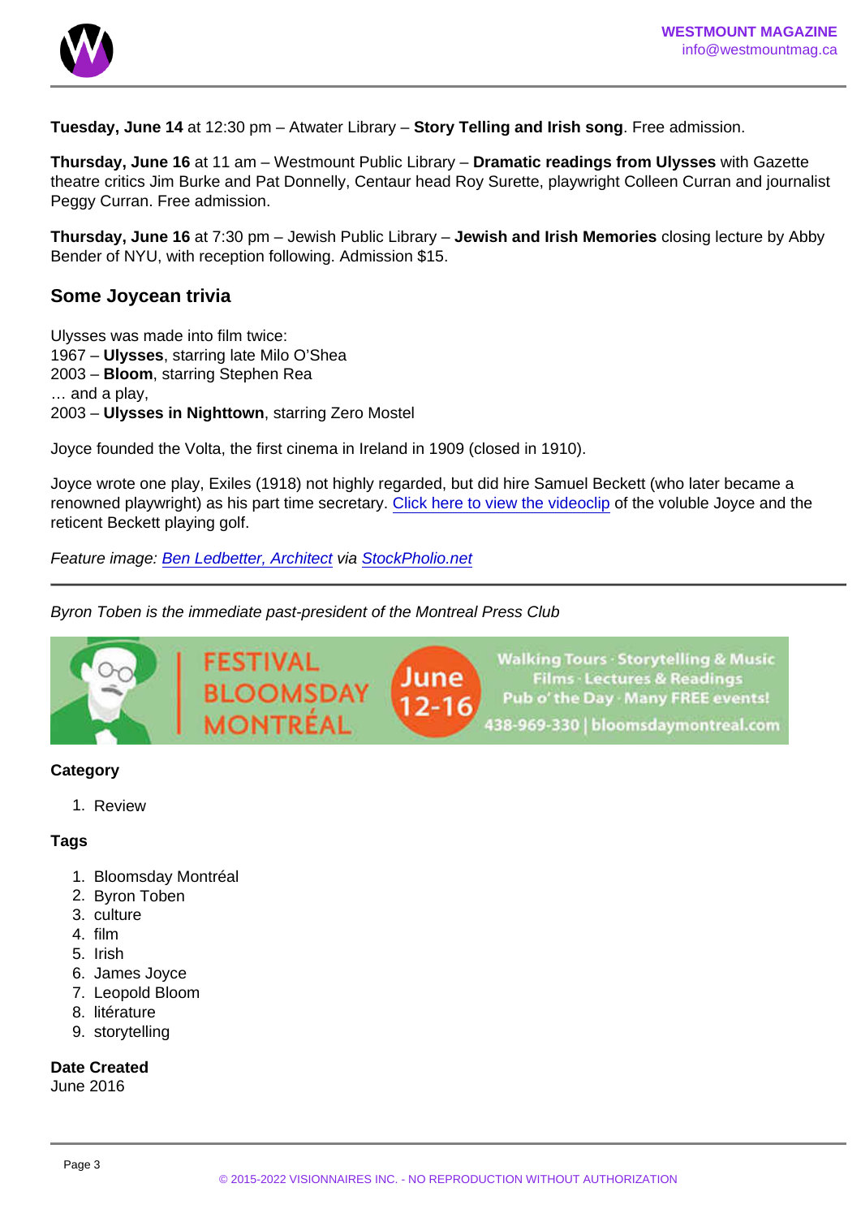**Tuesday, June 14** at 12:30 pm – Atwater Library – **Story Telling and Irish song**. Free admission.

**Thursday, June 16** at 11 am – Westmount Public Library – **Dramatic readings from Ulysses** with Gazette theatre critics Jim Burke and Pat Donnelly, Centaur head Roy Surette, playwright Colleen Curran and journalist Peggy Curran. Free admission.

**Thursday, June 16** at 7:30 pm – Jewish Public Library – **Jewish and Irish Memories** closing lecture by Abby Bender of NYU, with reception following. Admission $15.

## Some Joycean trivia

Ulysses was made into film twice:
1967 – **Ulysses**, starring late Milo O'Shea
2003 – **Bloom**, starring Stephen Rea
… and a play,
2003 – **Ulysses in Nighttown**, starring Zero Mostel

Joyce founded the Volta, the first cinema in Ireland in 1909 (closed in 1910).

Joyce wrote one play, Exiles (1918) not highly regarded, but did hire Samuel Beckett (who later became a renowned playwright) as his part time secretary. Click here to view the videoclip of the voluble Joyce and the reticent Beckett playing golf.

*Feature image: Ben Ledbetter, Architect via StockPholio.net*

---

*Byron Toben is the immediate past-president of the Montreal Press Club*

FESTIVAL BLOOMSDAY MONTRÉAL
June 12-16
Walking Tours · Storytelling & Music
Films · Lectures & Readings
Pub o' the Day · Many FREE events!
438-969-330 | bloomsdaymontreal.com

**Category**

1. Review

**Tags**

1. Bloomsday Montréal
2. Byron Toben
3. culture
4. film
5. Irish
6. James Joyce
7. Leopold Bloom
8. litérature
9. storytelling

**Date Created**
June 2016